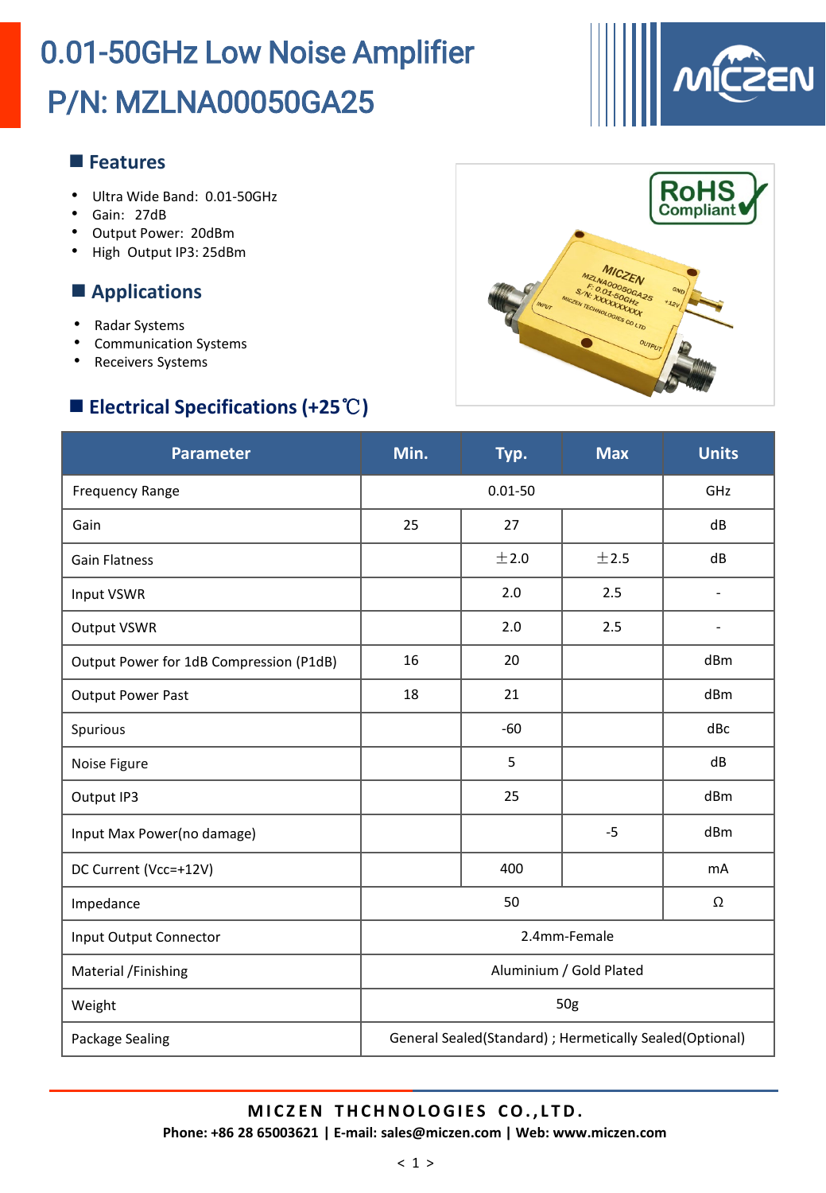# 0.01-50GHz Low Noise Amplifier
# P/N: MZLNA00050GA25

## Features

- Ultra Wide Band: 0.01-50GHz
- Gain: 27dB
- Output Power: 20dBm
- High Output IP3: 25dBm

## Applications

- Radar Systems
- Communication Systems
- Receivers Systems

## Electrical Specifications (+25℃)

| Parameter | Min. | Typ. | Max | Units |
|---|---|---|---|---|
| Frequency Range | | 0.01-50 | | GHz |
| Gain | 25 | 27 | | dB |
| Gain Flatness | | ±2.0 | ±2.5 | dB |
| Input VSWR | | 2.0 | 2.5 | - |
| Output VSWR | | 2.0 | 2.5 | - |
| Output Power for 1dB Compression (P1dB) | 16 | 20 | | dBm |
| Output Power Past | 18 | 21 | | dBm |
| Spurious | | -60 | | dBc |
| Noise Figure | | 5 | | dB |
| Output IP3 | | 25 | | dBm |
| Input Max Power(no damage) | | | -5 | dBm |
| DC Current (Vcc=+12V) | | 400 | | mA |
| Impedance | | 50 | | Ω |
| Input Output Connector | 2.4mm-Female | | | |
| Material /Finishing | Aluminium / Gold Plated | | | |
| Weight | 50g | | | |
| Package Sealing | General Sealed(Standard) ; Hermetically Sealed(Optional) | | | |

**MICZEN THCHNOLOGIES CO.,LTD.**
**Phone: +86 28 65003621 | E-mail: sales@miczen.com | Web: www.miczen.com**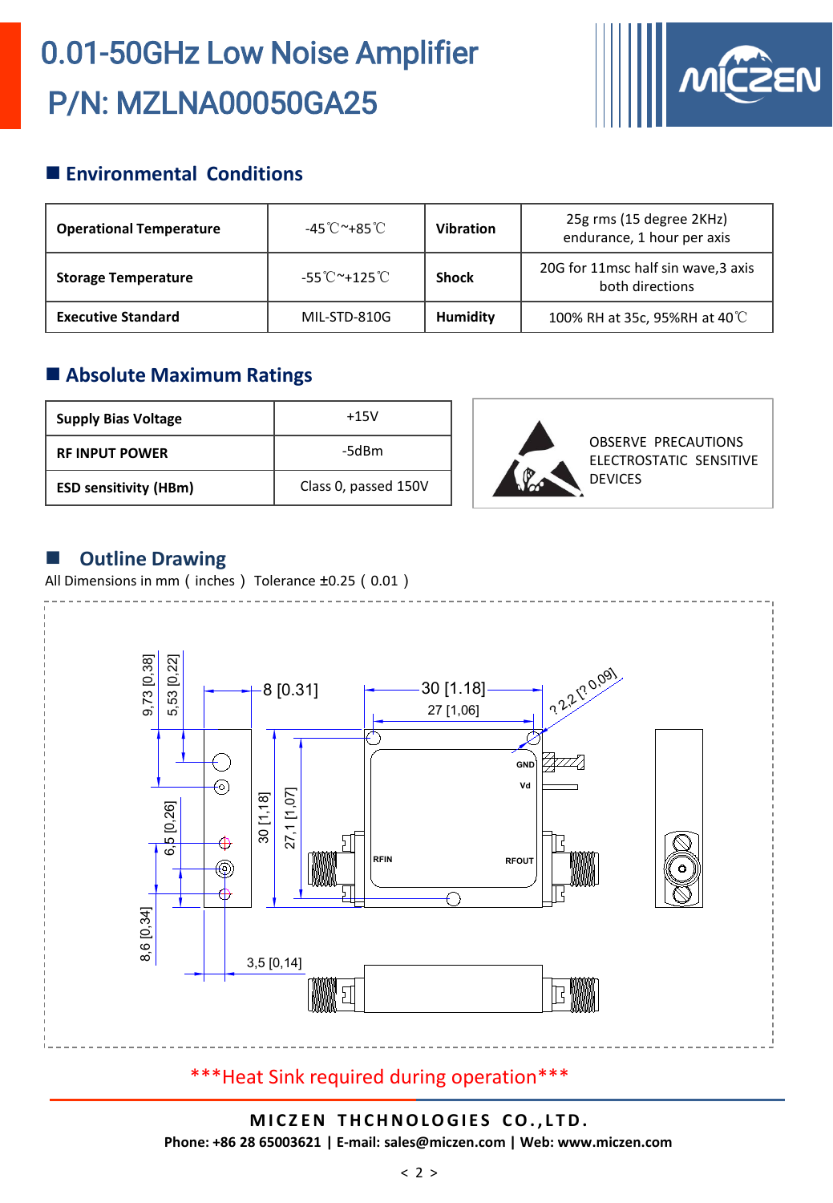# 0.01-50GHz Low Noise Amplifier
# P/N: MZLNA00050GA25

## Environmental Conditions

| **Operational Temperature** | -45℃~+85℃ | **Vibration** | 25g rms (15 degree 2KHz) endurance, 1 hour per axis |
|---|---|---|---|
| **Storage Temperature** | -55℃~+125℃ | **Shock** | 20G for 11msc half sin wave,3 axis both directions |
| **Executive Standard** | MIL-STD-810G | **Humidity** | 100% RH at 35c, 95%RH at 40℃ |

## Absolute Maximum Ratings

| **Supply Bias Voltage** | +15V |
|---|---|
| **RF INPUT POWER** | -5dBm |
| **ESD sensitivity (HBm)** | Class 0, passed 150V |

OBSERVE PRECAUTIONS
ELECTROSTATIC SENSITIVE
DEVICES

## Outline Drawing

All Dimensions in mm（inches） Tolerance ±0.25（0.01）

9,73 [0,38]
5,53 [0,22]
8 [0.31]
30 [1.18]
27 [1,06]
? 2,2 [? 0,09]
GND
Vd
6,5 [0,26]
30 [1,18]
27,1 [1,07]
RFIN
RFOUT
8,6 [0,34]
3,5 [0,14]

***Heat Sink required during operation***

**MICZEN THCHNOLOGIES CO.,LTD.**
**Phone: +86 28 65003621 | E-mail: sales@miczen.com | Web: www.miczen.com**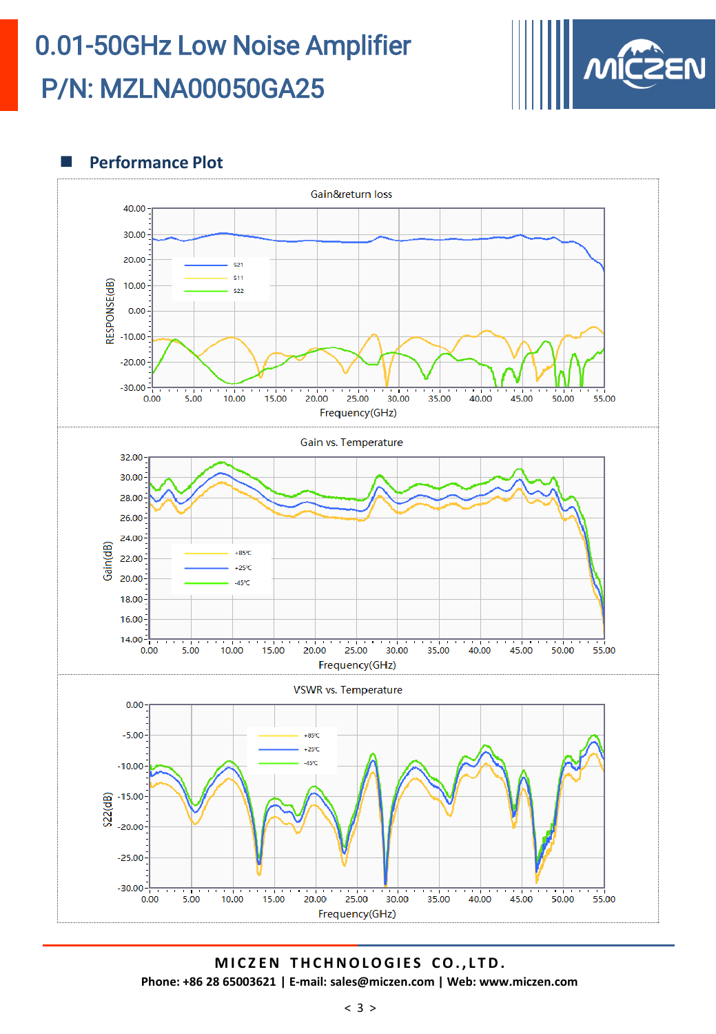# 0.01-50GHz Low Noise Amplifier

# P/N: MZLNA00050GA25

## Performance Plot

Gain&return loss

Gain vs. Temperature

VSWR vs. Temperature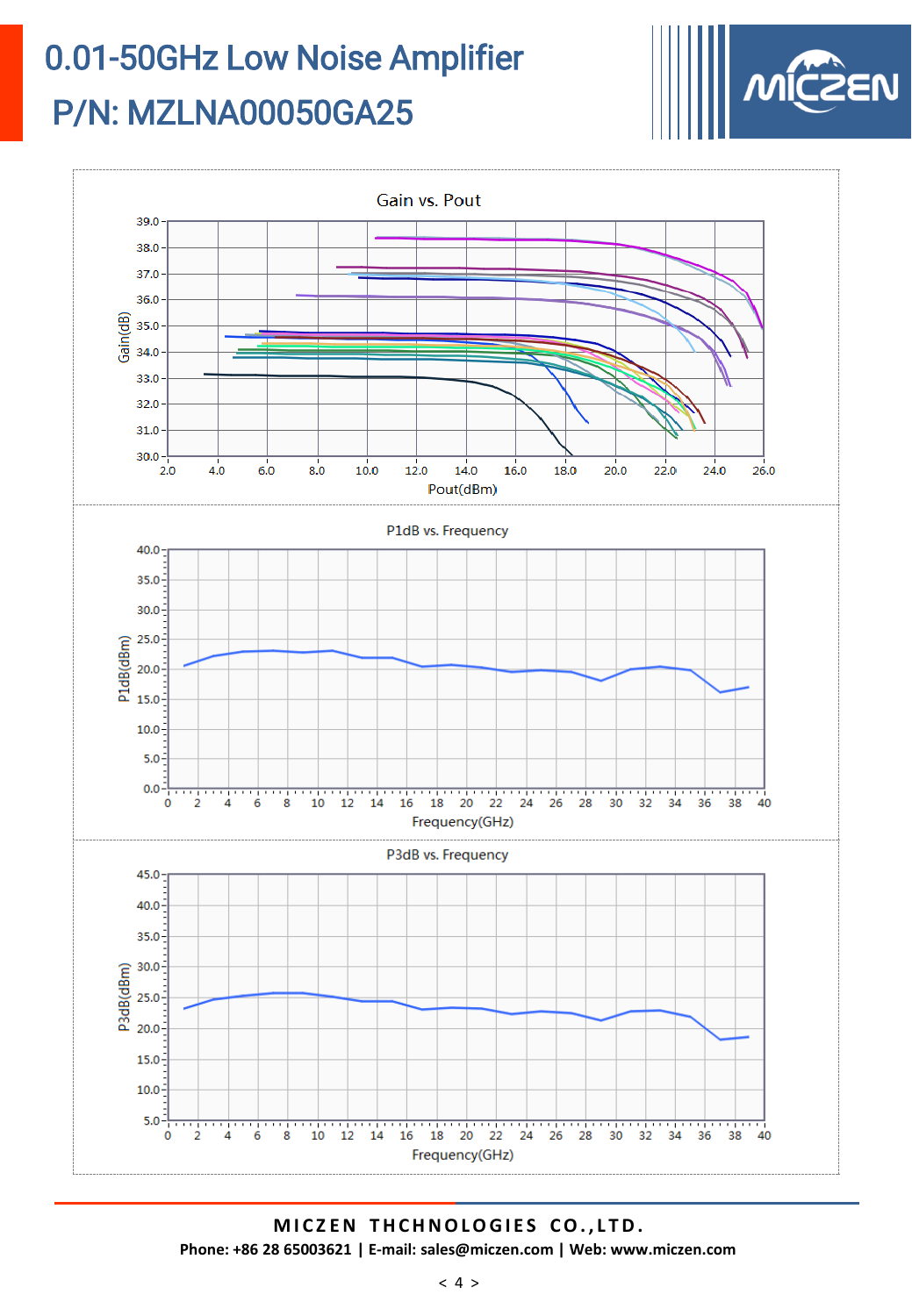# 0.01-50GHz Low Noise Amplifier

## P/N: MZLNA00050GA25

Gain vs. Pout

P1dB vs. Frequency

P3dB vs. Frequency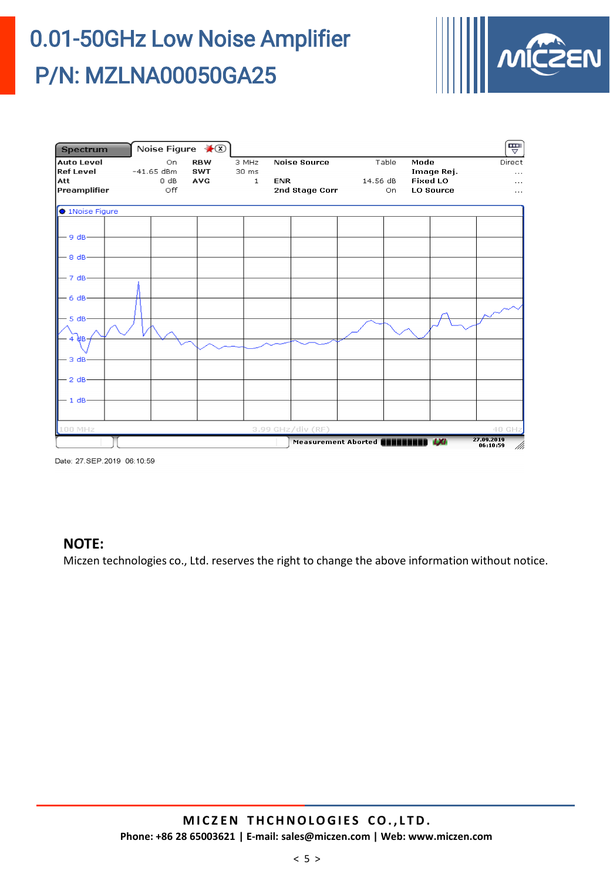# 0.01-50GHz Low Noise Amplifier

## P/N: MZLNA00050GA25

Spectrum
Noise Figure

Auto Level On
Ref Level -41.65 dBm
Att 0 dB
Preamplifier Off
RBW 3 MHz
SWT 30 ms
AVG 1
Noise Source Table
ENR 14.56 dB
2nd Stage Corr On
Mode Direct
Image Rej. ...
Fixed LO ...
LO Source ...

1Noise Figure

9 dB
8 dB
7 dB
6 dB
5 dB
4 dB
3 dB
2 dB
1 dB

100 MHz 3.99 GHz/div (RF) 40 GHz

Measurement Aborted
27.09.2019
06:10:59

Date: 27.SEP.2019 06:10:59

**NOTE:**
Miczen technologies co., Ltd. reserves the right to change the above information without notice.

**MICZEN THCHNOLOGIES CO.,LTD.**
**Phone: +86 28 65003621 | E-mail: sales@miczen.com | Web: www.miczen.com**